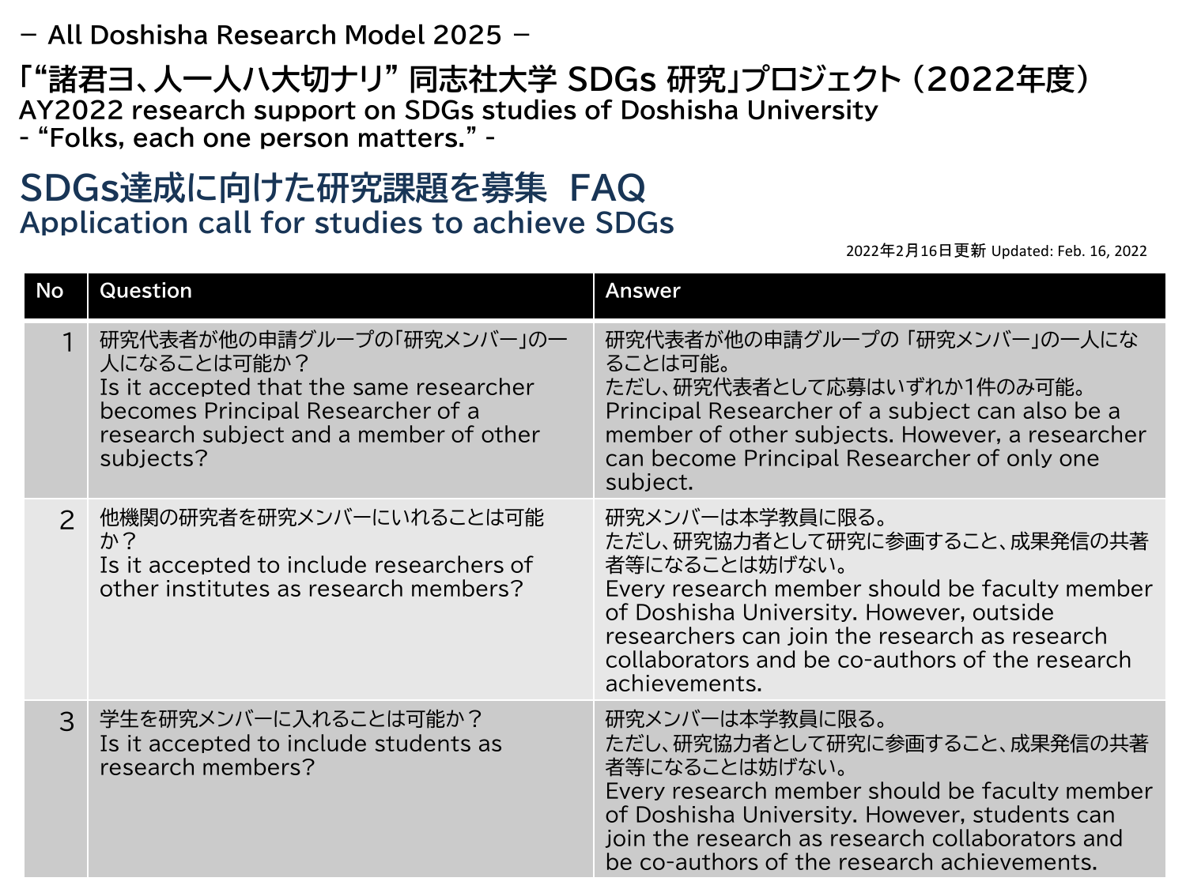－ All Doshisha Research Model 2025 －

# 「“諸君ヨ、人一人ハ大切ナリ” 同志社大学 SDGs 研究」プロジェクト（2022年度）
# AY2022 research support on SDGs studies of Doshisha University - “Folks, each one person matters.” -

## SDGs達成に向けた研究課題を募集 FAQ
## Application call for studies to achieve SDGs

2022年2月16日更新 Updated: Feb. 16, 2022

| No | Question | Answer |
|---|---|---|
| 1 | 研究代表者が他の申請グループの「研究メンバー」の一人になることは可能か？<br>Is it accepted that the same researcher becomes Principal Researcher of a research subject and a member of other subjects? | 研究代表者が他の申請グループの「研究メンバー」の一人になることは可能。<br>ただし、研究代表者として応募はいずれか1件のみ可能。<br>Principal Researcher of a subject can also be a member of other subjects. However, a researcher can become Principal Researcher of only one subject. |
| 2 | 他機関の研究者を研究メンバーにいれることは可能か？<br>Is it accepted to include researchers of other institutes as research members? | 研究メンバーは本学教員に限る。<br>ただし、研究協力者として研究に参画すること、成果発信の共著者等になることは妨げない。<br>Every research member should be faculty member of Doshisha University. However, outside researchers can join the research as research collaborators and be co-authors of the research achievements. |
| 3 | 学生を研究メンバーに入れることは可能か？<br>Is it accepted to include students as research members? | 研究メンバーは本学教員に限る。<br>ただし、研究協力者として研究に参画すること、成果発信の共著者等になることは妨げない。<br>Every research member should be faculty member of Doshisha University. However, students can join the research as research collaborators and be co-authors of the research achievements. |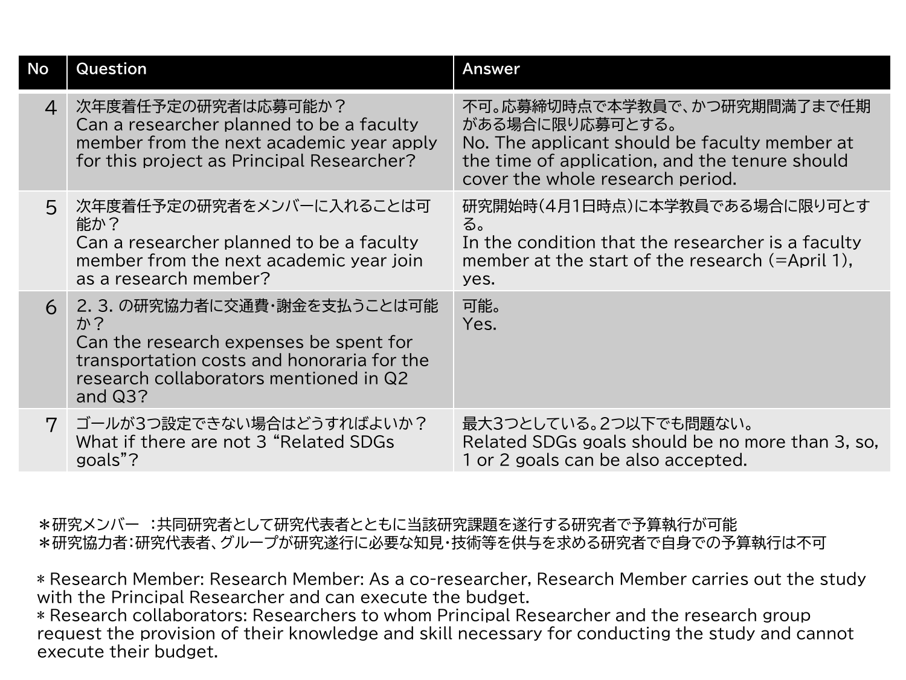| No | Question | Answer |
| --- | --- | --- |
| 4 | 次年度着任予定の研究者は応募可能か？<br>Can a researcher planned to be a faculty member from the next academic year apply for this project as Principal Researcher? | 不可。応募締切時点で本学教員で、かつ研究期間満了まで任期がある場合に限り応募可とする。<br>No. The applicant should be faculty member at the time of application, and the tenure should cover the whole research period. |
| 5 | 次年度着任予定の研究者をメンバーに入れることは可能か？<br>Can a researcher planned to be a faculty member from the next academic year join as a research member? | 研究開始時（4月1日時点）に本学教員である場合に限り可とする。<br>In the condition that the researcher is a faculty member at the start of the research (=April 1), yes. |
| 6 | 2. 3. の研究協力者に交通費・謝金を支払うことは可能か？<br>Can the research expenses be spent for transportation costs and honoraria for the research collaborators mentioned in Q2 and Q3? | 可能。<br>Yes. |
| 7 | ゴールが3つ設定できない場合はどうすればよいか？<br>What if there are not 3 “Related SDGs goals”? | 最大3つとしている。2つ以下でも問題ない。<br>Related SDGs goals should be no more than 3, so, 1 or 2 goals can be also accepted. |

＊研究メンバー　：共同研究者として研究代表者とともに当該研究課題を遂行する研究者で予算執行が可能
＊研究協力者：研究代表者、グループが研究遂行に必要な知見・技術等を供与を求める研究者で自身での予算執行は不可

* Research Member: Research Member: As a co-researcher, Research Member carries out the study with the Principal Researcher and can execute the budget.
* Research collaborators: Researchers to whom Principal Researcher and the research group request the provision of their knowledge and skill necessary for conducting the study and cannot execute their budget.